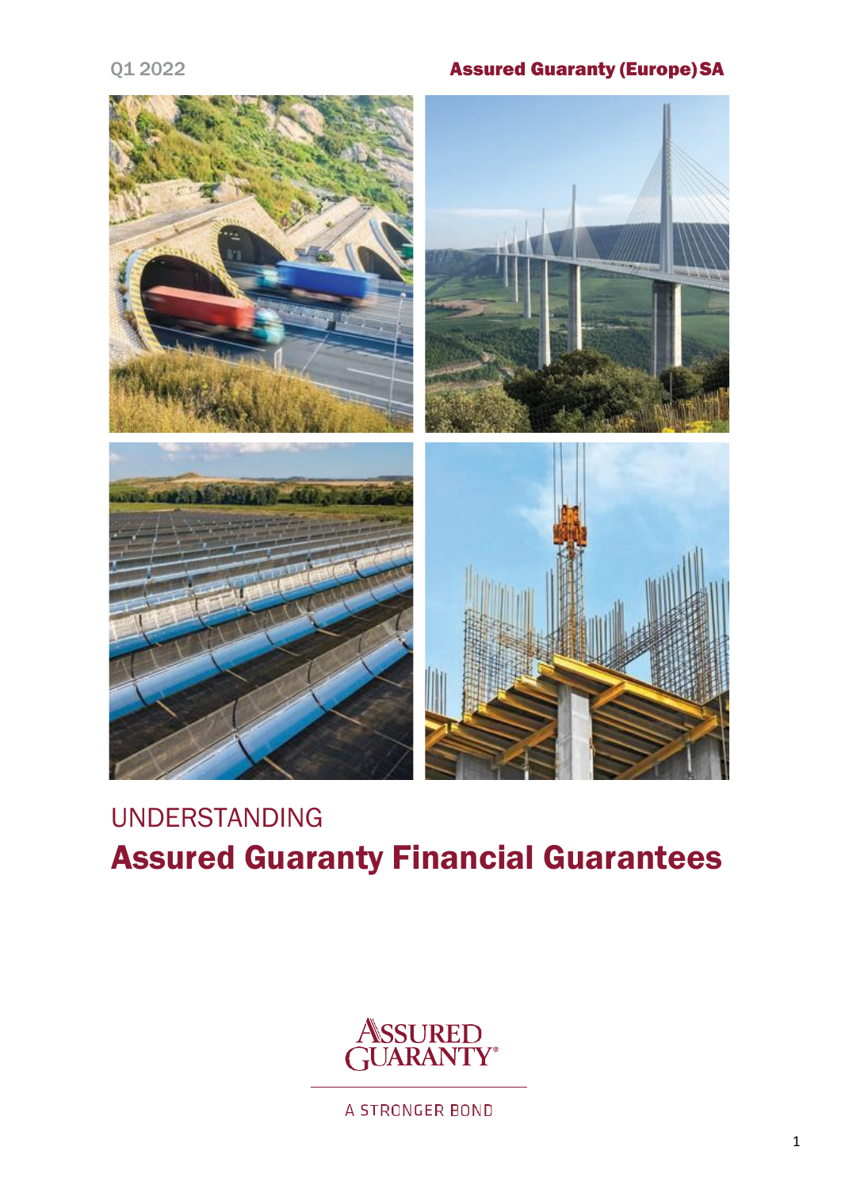Q1 2022

**Assured Guaranty (Europe) SA**

UNDERSTANDING

# Assured Guaranty Financial Guarantees

ASSURED GUARANTY®

A STRONGER BOND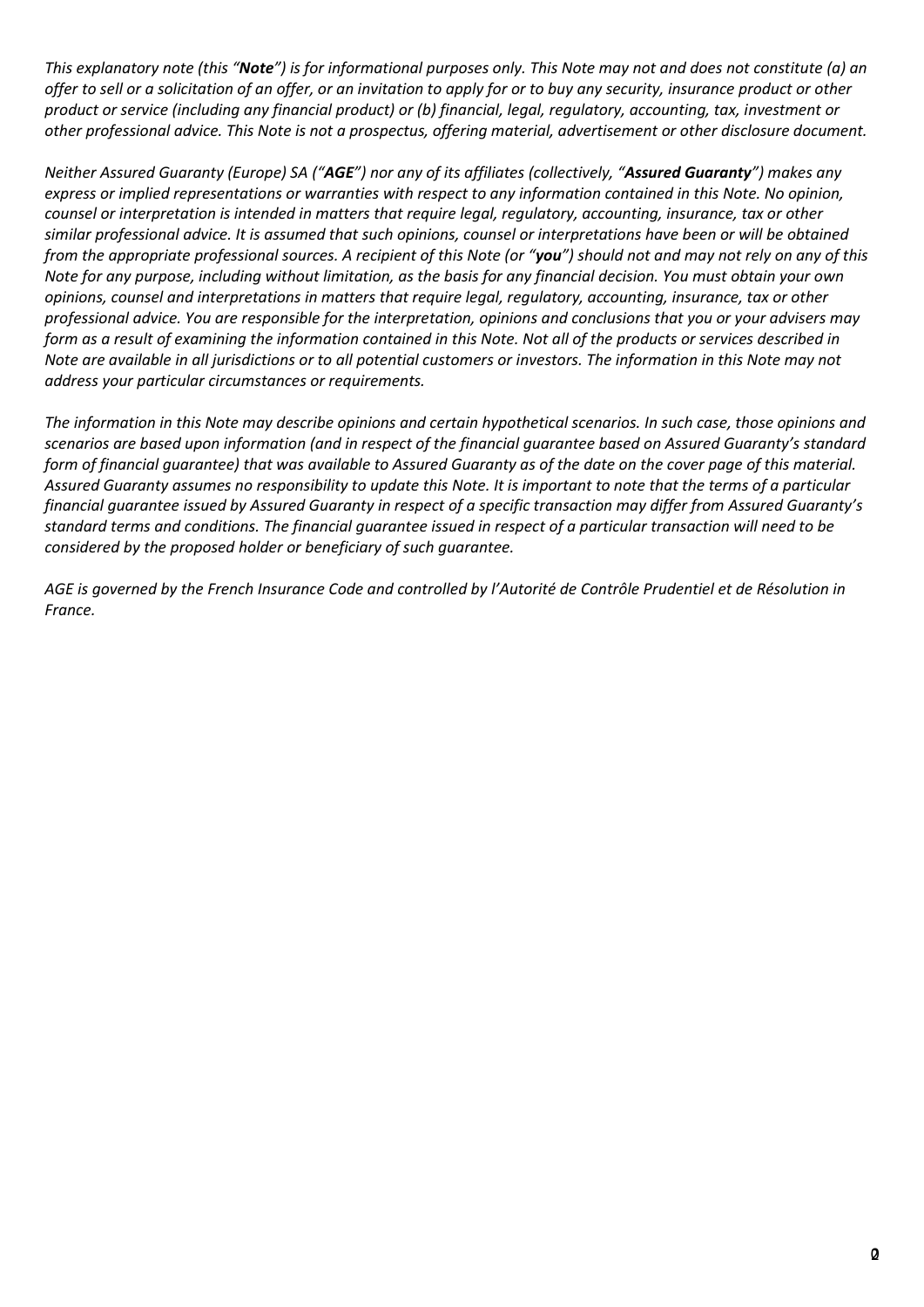*This explanatory note (this "**Note**") is for informational purposes only. This Note may not and does not constitute (a) an offer to sell or a solicitation of an offer, or an invitation to apply for or to buy any security, insurance product or other product or service (including any financial product) or (b) financial, legal, regulatory, accounting, tax, investment or other professional advice. This Note is not a prospectus, offering material, advertisement or other disclosure document.*

*Neither Assured Guaranty (Europe) SA ("**AGE**") nor any of its affiliates (collectively, "**Assured Guaranty**") makes any express or implied representations or warranties with respect to any information contained in this Note. No opinion, counsel or interpretation is intended in matters that require legal, regulatory, accounting, insurance, tax or other similar professional advice. It is assumed that such opinions, counsel or interpretations have been or will be obtained from the appropriate professional sources. A recipient of this Note (or "**you**") should not and may not rely on any of this Note for any purpose, including without limitation, as the basis for any financial decision. You must obtain your own opinions, counsel and interpretations in matters that require legal, regulatory, accounting, insurance, tax or other professional advice. You are responsible for the interpretation, opinions and conclusions that you or your advisers may form as a result of examining the information contained in this Note. Not all of the products or services described in Note are available in all jurisdictions or to all potential customers or investors. The information in this Note may not address your particular circumstances or requirements.*

*The information in this Note may describe opinions and certain hypothetical scenarios. In such case, those opinions and scenarios are based upon information (and in respect of the financial guarantee based on Assured Guaranty's standard form of financial guarantee) that was available to Assured Guaranty as of the date on the cover page of this material. Assured Guaranty assumes no responsibility to update this Note. It is important to note that the terms of a particular financial guarantee issued by Assured Guaranty in respect of a specific transaction may differ from Assured Guaranty's standard terms and conditions. The financial guarantee issued in respect of a particular transaction will need to be considered by the proposed holder or beneficiary of such guarantee.*

*AGE is governed by the French Insurance Code and controlled by l'Autorité de Contrôle Prudentiel et de Résolution in France.*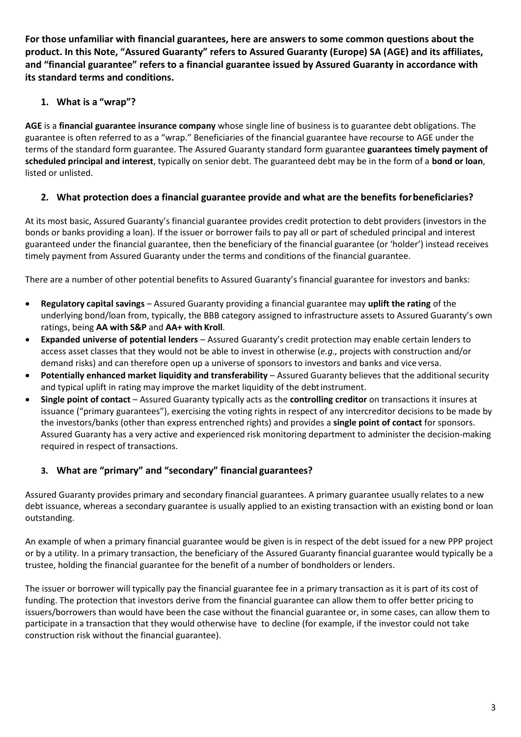**For those unfamiliar with financial guarantees, here are answers to some common questions about the product. In this Note, "Assured Guaranty" refers to Assured Guaranty (Europe) SA (AGE) and its affiliates, and "financial guarantee" refers to a financial guarantee issued by Assured Guaranty in accordance with its standard terms and conditions.**

## 1. What is a "wrap"?

**AGE** is a **financial guarantee insurance company** whose single line of business is to guarantee debt obligations. The guarantee is often referred to as a "wrap." Beneficiaries of the financial guarantee have recourse to AGE under the terms of the standard form guarantee. The Assured Guaranty standard form guarantee **guarantees timely payment of scheduled principal and interest**, typically on senior debt. The guaranteed debt may be in the form of a **bond or loan**, listed or unlisted.

## 2. What protection does a financial guarantee provide and what are the benefits for beneficiaries?

At its most basic, Assured Guaranty's financial guarantee provides credit protection to debt providers (investors in the bonds or banks providing a loan). If the issuer or borrower fails to pay all or part of scheduled principal and interest guaranteed under the financial guarantee, then the beneficiary of the financial guarantee (or 'holder') instead receives timely payment from Assured Guaranty under the terms and conditions of the financial guarantee.

There are a number of other potential benefits to Assured Guaranty's financial guarantee for investors and banks:

- **Regulatory capital savings** – Assured Guaranty providing a financial guarantee may **uplift the rating** of the underlying bond/loan from, typically, the BBB category assigned to infrastructure assets to Assured Guaranty's own ratings, being **AA with S&P** and **AA+ with Kroll**.
- **Expanded universe of potential lenders** – Assured Guaranty's credit protection may enable certain lenders to access asset classes that they would not be able to invest in otherwise (*e.g.,* projects with construction and/or demand risks) and can therefore open up a universe of sponsors to investors and banks and vice versa.
- **Potentially enhanced market liquidity and transferability** – Assured Guaranty believes that the additional security and typical uplift in rating may improve the market liquidity of the debt instrument.
- **Single point of contact** – Assured Guaranty typically acts as the **controlling creditor** on transactions it insures at issuance ("primary guarantees"), exercising the voting rights in respect of any intercreditor decisions to be made by the investors/banks (other than express entrenched rights) and provides a **single point of contact** for sponsors. Assured Guaranty has a very active and experienced risk monitoring department to administer the decision-making required in respect of transactions.

## 3. What are "primary" and "secondary" financial guarantees?

Assured Guaranty provides primary and secondary financial guarantees. A primary guarantee usually relates to a new debt issuance, whereas a secondary guarantee is usually applied to an existing transaction with an existing bond or loan outstanding.

An example of when a primary financial guarantee would be given is in respect of the debt issued for a new PPP project or by a utility. In a primary transaction, the beneficiary of the Assured Guaranty financial guarantee would typically be a trustee, holding the financial guarantee for the benefit of a number of bondholders or lenders.

The issuer or borrower will typically pay the financial guarantee fee in a primary transaction as it is part of its cost of funding. The protection that investors derive from the financial guarantee can allow them to offer better pricing to issuers/borrowers than would have been the case without the financial guarantee or, in some cases, can allow them to participate in a transaction that they would otherwise have to decline (for example, if the investor could not take construction risk without the financial guarantee).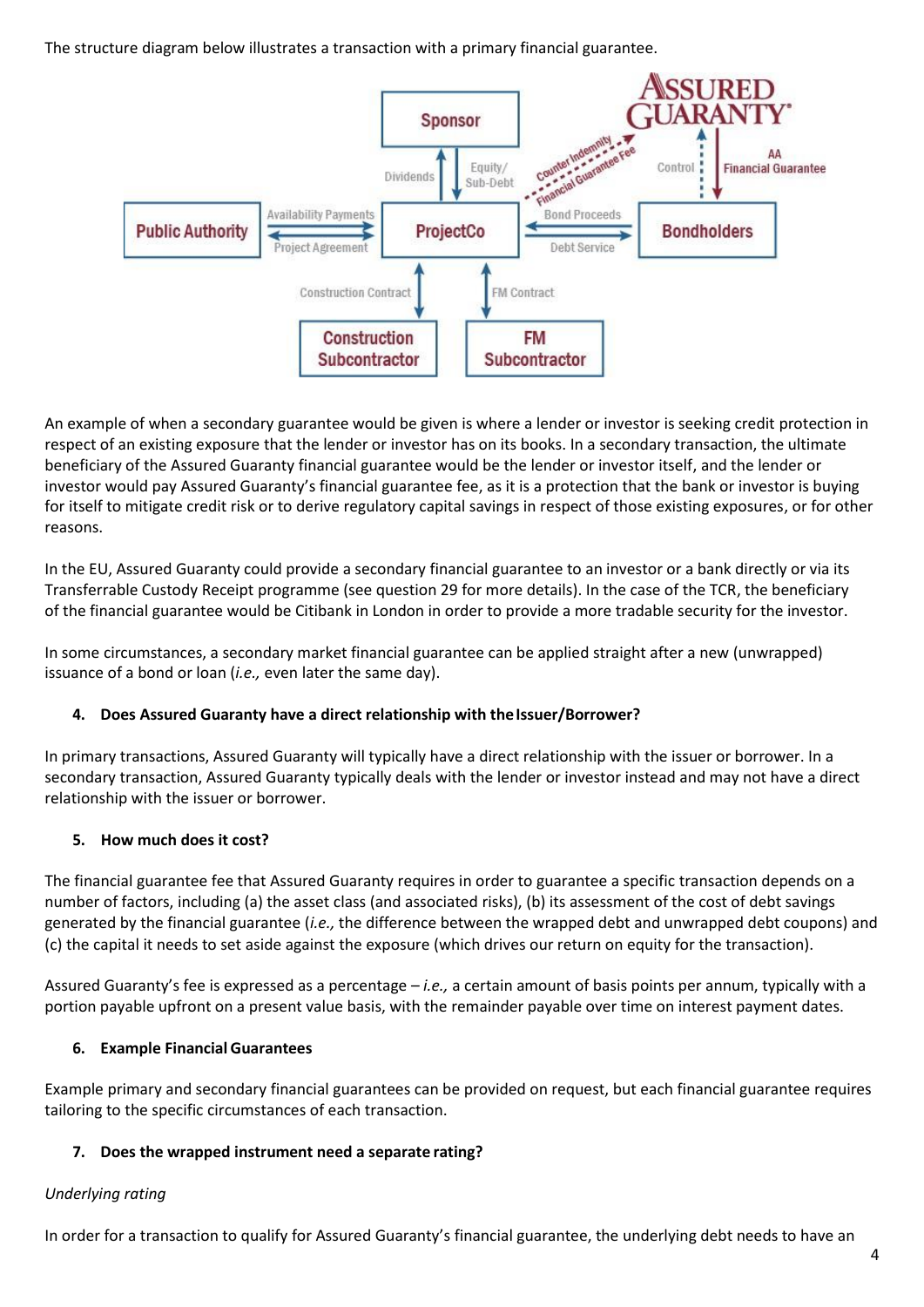The structure diagram below illustrates a transaction with a primary financial guarantee.

An example of when a secondary guarantee would be given is where a lender or investor is seeking credit protection in respect of an existing exposure that the lender or investor has on its books. In a secondary transaction, the ultimate beneficiary of the Assured Guaranty financial guarantee would be the lender or investor itself, and the lender or investor would pay Assured Guaranty's financial guarantee fee, as it is a protection that the bank or investor is buying for itself to mitigate credit risk or to derive regulatory capital savings in respect of those existing exposures, or for other reasons.

In the EU, Assured Guaranty could provide a secondary financial guarantee to an investor or a bank directly or via its Transferrable Custody Receipt programme (see question 29 for more details). In the case of the TCR, the beneficiary of the financial guarantee would be Citibank in London in order to provide a more tradable security for the investor.

In some circumstances, a secondary market financial guarantee can be applied straight after a new (unwrapped) issuance of a bond or loan (*i.e.,* even later the same day).

#### 4. Does Assured Guaranty have a direct relationship with the Issuer/Borrower?

In primary transactions, Assured Guaranty will typically have a direct relationship with the issuer or borrower. In a secondary transaction, Assured Guaranty typically deals with the lender or investor instead and may not have a direct relationship with the issuer or borrower.

#### 5. How much does it cost?

The financial guarantee fee that Assured Guaranty requires in order to guarantee a specific transaction depends on a number of factors, including (a) the asset class (and associated risks), (b) its assessment of the cost of debt savings generated by the financial guarantee (*i.e.,* the difference between the wrapped debt and unwrapped debt coupons) and (c) the capital it needs to set aside against the exposure (which drives our return on equity for the transaction).

Assured Guaranty's fee is expressed as a percentage – *i.e.,* a certain amount of basis points per annum, typically with a portion payable upfront on a present value basis, with the remainder payable over time on interest payment dates.

#### 6. Example Financial Guarantees

Example primary and secondary financial guarantees can be provided on request, but each financial guarantee requires tailoring to the specific circumstances of each transaction.

#### 7. Does the wrapped instrument need a separate rating?

*Underlying rating*

In order for a transaction to qualify for Assured Guaranty's financial guarantee, the underlying debt needs to have an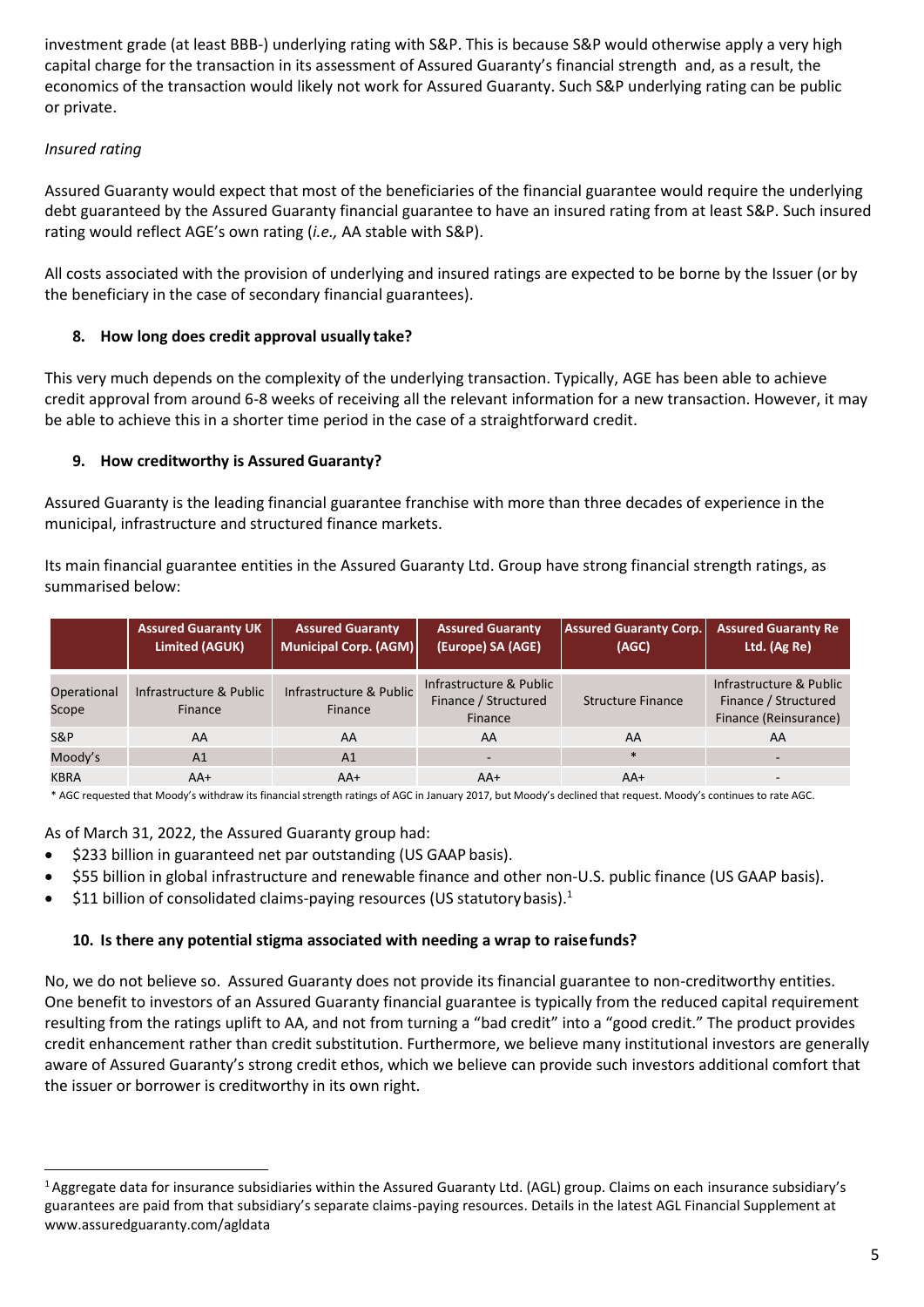investment grade (at least BBB-) underlying rating with S&P. This is because S&P would otherwise apply a very high capital charge for the transaction in its assessment of Assured Guaranty's financial strength and, as a result, the economics of the transaction would likely not work for Assured Guaranty. Such S&P underlying rating can be public or private.

*Insured rating*

Assured Guaranty would expect that most of the beneficiaries of the financial guarantee would require the underlying debt guaranteed by the Assured Guaranty financial guarantee to have an insured rating from at least S&P. Such insured rating would reflect AGE's own rating (*i.e.,* AA stable with S&P).

All costs associated with the provision of underlying and insured ratings are expected to be borne by the Issuer (or by the beneficiary in the case of secondary financial guarantees).

## 8. How long does credit approval usually take?

This very much depends on the complexity of the underlying transaction. Typically, AGE has been able to achieve credit approval from around 6-8 weeks of receiving all the relevant information for a new transaction. However, it may be able to achieve this in a shorter time period in the case of a straightforward credit.

## 9. How creditworthy is Assured Guaranty?

Assured Guaranty is the leading financial guarantee franchise with more than three decades of experience in the municipal, infrastructure and structured finance markets.

Its main financial guarantee entities in the Assured Guaranty Ltd. Group have strong financial strength ratings, as summarised below:

| | Assured Guaranty UK Limited (AGUK) | Assured Guaranty Municipal Corp. (AGM) | Assured Guaranty (Europe) SA (AGE) | Assured Guaranty Corp. (AGC) | Assured Guaranty Re Ltd. (Ag Re) |
|---|---|---|---|---|---|
| Operational Scope | Infrastructure & Public Finance | Infrastructure & Public Finance | Infrastructure & Public Finance / Structured Finance | Structure Finance | Infrastructure & Public Finance / Structured Finance (Reinsurance) |
| S&P | AA | AA | AA | AA | AA |
| Moody's | A1 | A1 | - | * | - |
| KBRA | AA+ | AA+ | AA+ | AA+ | - |

\* AGC requested that Moody's withdraw its financial strength ratings of AGC in January 2017, but Moody's declined that request. Moody's continues to rate AGC.

As of March 31, 2022, the Assured Guaranty group had:

- $233 billion in guaranteed net par outstanding (US GAAP basis).
- $55 billion in global infrastructure and renewable finance and other non-U.S. public finance (US GAAP basis).
- $11 billion of consolidated claims-paying resources (US statutory basis).[1]

## 10. Is there any potential stigma associated with needing a wrap to raise funds?

No, we do not believe so. Assured Guaranty does not provide its financial guarantee to non-creditworthy entities. One benefit to investors of an Assured Guaranty financial guarantee is typically from the reduced capital requirement resulting from the ratings uplift to AA, and not from turning a "bad credit" into a "good credit." The product provides credit enhancement rather than credit substitution. Furthermore, we believe many institutional investors are generally aware of Assured Guaranty's strong credit ethos, which we believe can provide such investors additional comfort that the issuer or borrower is creditworthy in its own right.

[1] Aggregate data for insurance subsidiaries within the Assured Guaranty Ltd. (AGL) group. Claims on each insurance subsidiary's guarantees are paid from that subsidiary's separate claims-paying resources. Details in the latest AGL Financial Supplement at www.assuredguaranty.com/agldata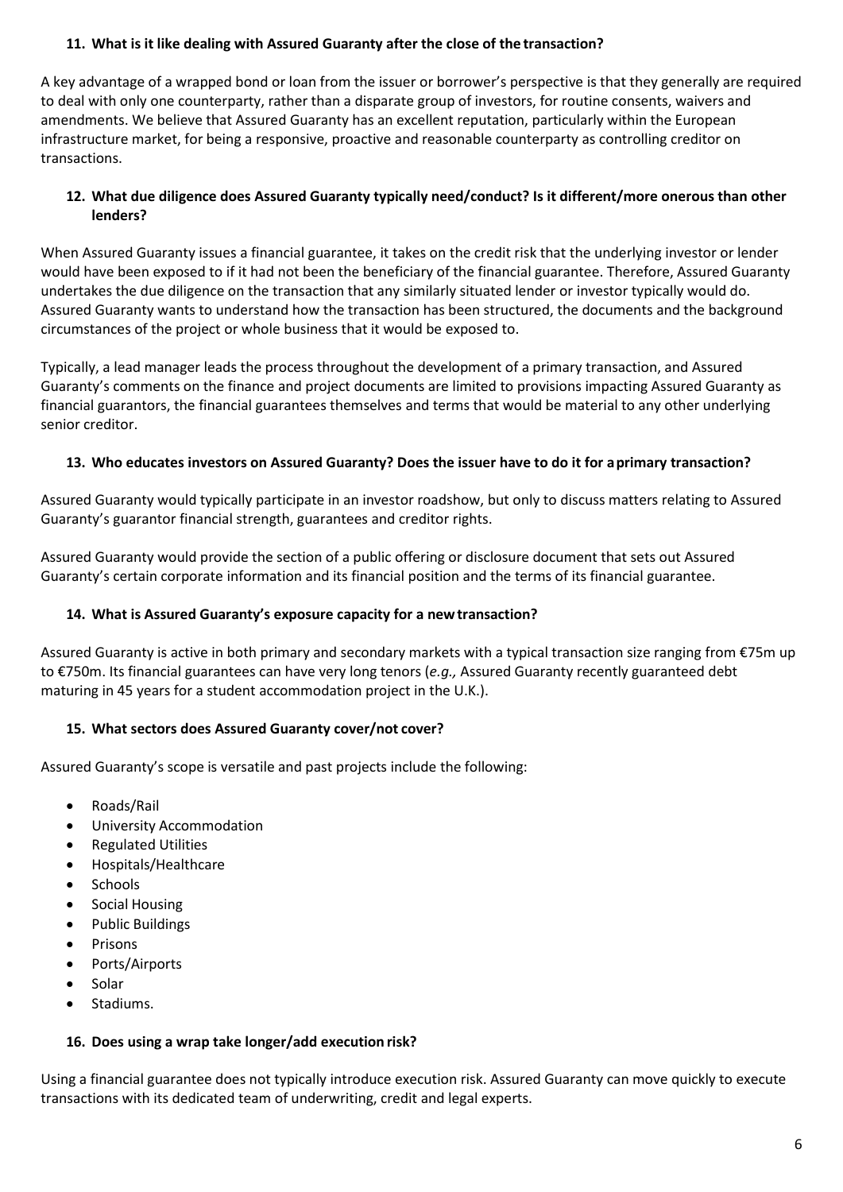### 11. What is it like dealing with Assured Guaranty after the close of the transaction?

A key advantage of a wrapped bond or loan from the issuer or borrower's perspective is that they generally are required to deal with only one counterparty, rather than a disparate group of investors, for routine consents, waivers and amendments. We believe that Assured Guaranty has an excellent reputation, particularly within the European infrastructure market, for being a responsive, proactive and reasonable counterparty as controlling creditor on transactions.

### 12. What due diligence does Assured Guaranty typically need/conduct? Is it different/more onerous than other lenders?

When Assured Guaranty issues a financial guarantee, it takes on the credit risk that the underlying investor or lender would have been exposed to if it had not been the beneficiary of the financial guarantee. Therefore, Assured Guaranty undertakes the due diligence on the transaction that any similarly situated lender or investor typically would do. Assured Guaranty wants to understand how the transaction has been structured, the documents and the background circumstances of the project or whole business that it would be exposed to.

Typically, a lead manager leads the process throughout the development of a primary transaction, and Assured Guaranty's comments on the finance and project documents are limited to provisions impacting Assured Guaranty as financial guarantors, the financial guarantees themselves and terms that would be material to any other underlying senior creditor.

### 13. Who educates investors on Assured Guaranty? Does the issuer have to do it for a primary transaction?

Assured Guaranty would typically participate in an investor roadshow, but only to discuss matters relating to Assured Guaranty's guarantor financial strength, guarantees and creditor rights.

Assured Guaranty would provide the section of a public offering or disclosure document that sets out Assured Guaranty's certain corporate information and its financial position and the terms of its financial guarantee.

### 14. What is Assured Guaranty's exposure capacity for a new transaction?

Assured Guaranty is active in both primary and secondary markets with a typical transaction size ranging from €75m up to €750m. Its financial guarantees can have very long tenors (*e.g.,* Assured Guaranty recently guaranteed debt maturing in 45 years for a student accommodation project in the U.K.).

### 15. What sectors does Assured Guaranty cover/not cover?

Assured Guaranty's scope is versatile and past projects include the following:

- Roads/Rail
- University Accommodation
- Regulated Utilities
- Hospitals/Healthcare
- Schools
- Social Housing
- Public Buildings
- Prisons
- Ports/Airports
- Solar
- Stadiums.

### 16. Does using a wrap take longer/add execution risk?

Using a financial guarantee does not typically introduce execution risk. Assured Guaranty can move quickly to execute transactions with its dedicated team of underwriting, credit and legal experts.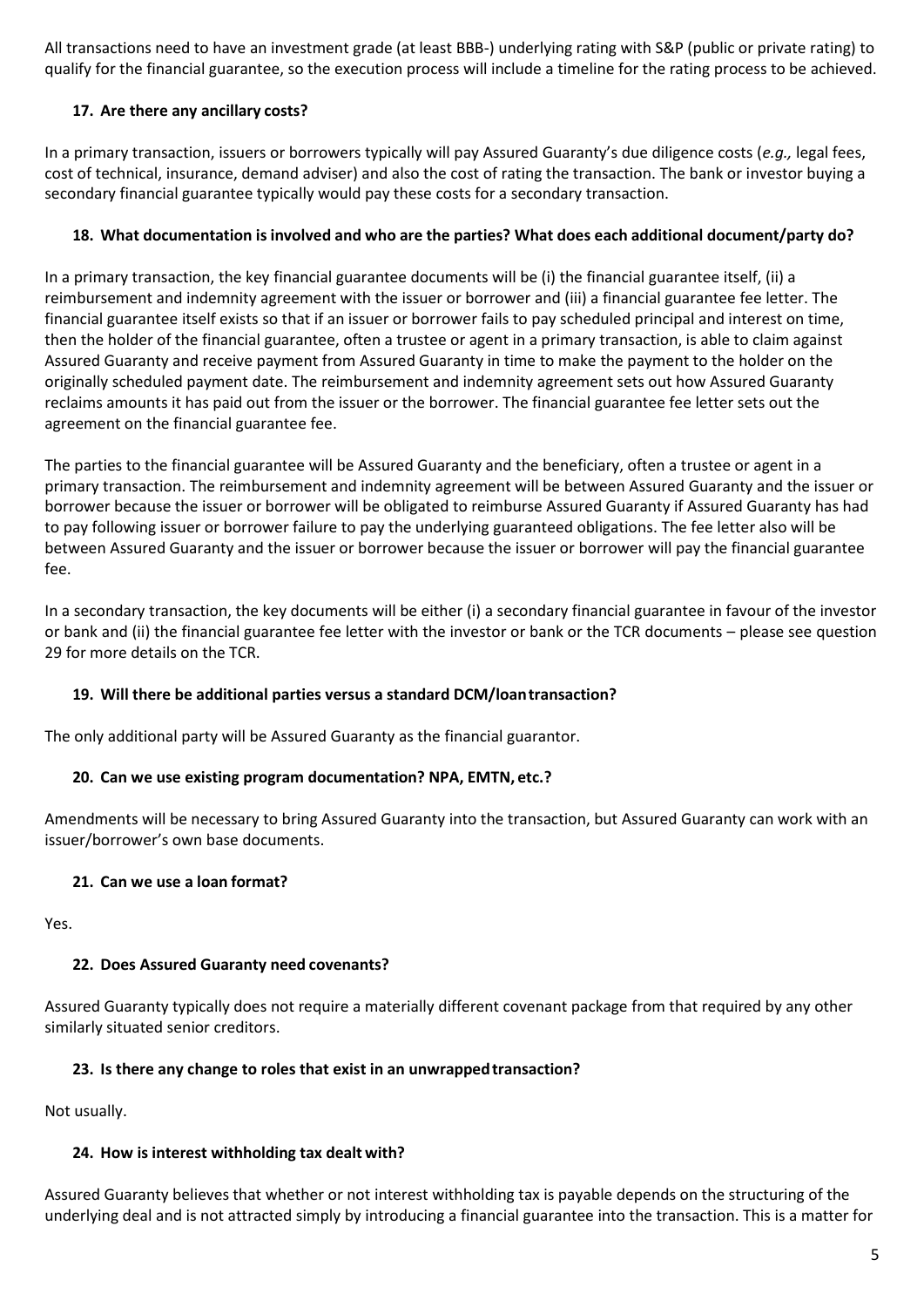All transactions need to have an investment grade (at least BBB-) underlying rating with S&P (public or private rating) to qualify for the financial guarantee, so the execution process will include a timeline for the rating process to be achieved.

### 17. Are there any ancillary costs?

In a primary transaction, issuers or borrowers typically will pay Assured Guaranty's due diligence costs (*e.g.,* legal fees, cost of technical, insurance, demand adviser) and also the cost of rating the transaction. The bank or investor buying a secondary financial guarantee typically would pay these costs for a secondary transaction.

### 18. What documentation is involved and who are the parties? What does each additional document/party do?

In a primary transaction, the key financial guarantee documents will be (i) the financial guarantee itself, (ii) a reimbursement and indemnity agreement with the issuer or borrower and (iii) a financial guarantee fee letter. The financial guarantee itself exists so that if an issuer or borrower fails to pay scheduled principal and interest on time, then the holder of the financial guarantee, often a trustee or agent in a primary transaction, is able to claim against Assured Guaranty and receive payment from Assured Guaranty in time to make the payment to the holder on the originally scheduled payment date. The reimbursement and indemnity agreement sets out how Assured Guaranty reclaims amounts it has paid out from the issuer or the borrower. The financial guarantee fee letter sets out the agreement on the financial guarantee fee.

The parties to the financial guarantee will be Assured Guaranty and the beneficiary, often a trustee or agent in a primary transaction. The reimbursement and indemnity agreement will be between Assured Guaranty and the issuer or borrower because the issuer or borrower will be obligated to reimburse Assured Guaranty if Assured Guaranty has had to pay following issuer or borrower failure to pay the underlying guaranteed obligations. The fee letter also will be between Assured Guaranty and the issuer or borrower because the issuer or borrower will pay the financial guarantee fee.

In a secondary transaction, the key documents will be either (i) a secondary financial guarantee in favour of the investor or bank and (ii) the financial guarantee fee letter with the investor or bank or the TCR documents – please see question 29 for more details on the TCR.

### 19. Will there be additional parties versus a standard DCM/loan transaction?

The only additional party will be Assured Guaranty as the financial guarantor.

### 20. Can we use existing program documentation? NPA, EMTN, etc.?

Amendments will be necessary to bring Assured Guaranty into the transaction, but Assured Guaranty can work with an issuer/borrower's own base documents.

### 21. Can we use a loan format?

Yes.

### 22. Does Assured Guaranty need covenants?

Assured Guaranty typically does not require a materially different covenant package from that required by any other similarly situated senior creditors.

### 23. Is there any change to roles that exist in an unwrapped transaction?

Not usually.

### 24. How is interest withholding tax dealt with?

Assured Guaranty believes that whether or not interest withholding tax is payable depends on the structuring of the underlying deal and is not attracted simply by introducing a financial guarantee into the transaction. This is a matter for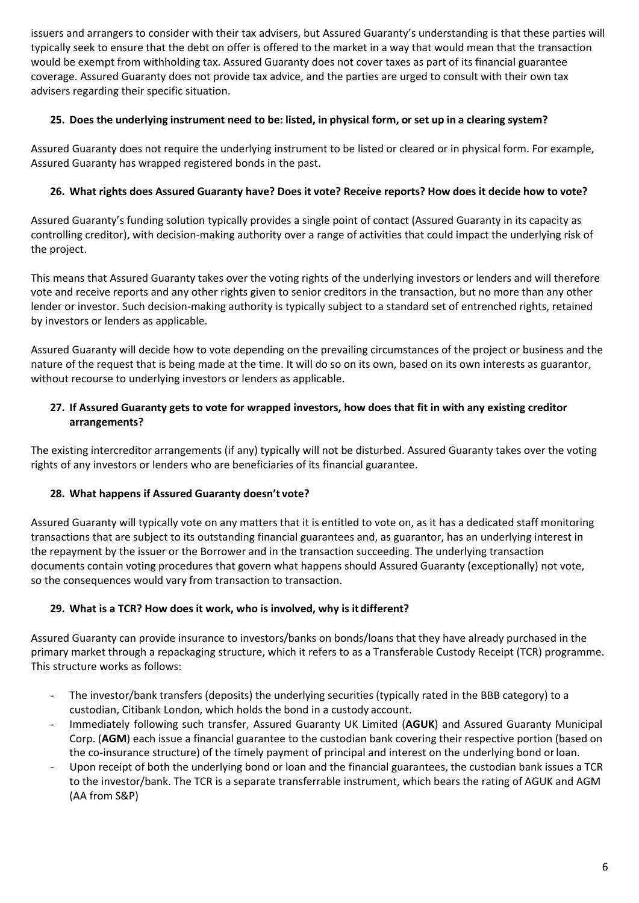issuers and arrangers to consider with their tax advisers, but Assured Guaranty's understanding is that these parties will typically seek to ensure that the debt on offer is offered to the market in a way that would mean that the transaction would be exempt from withholding tax. Assured Guaranty does not cover taxes as part of its financial guarantee coverage. Assured Guaranty does not provide tax advice, and the parties are urged to consult with their own tax advisers regarding their specific situation.

### 25. Does the underlying instrument need to be: listed, in physical form, or set up in a clearing system?

Assured Guaranty does not require the underlying instrument to be listed or cleared or in physical form. For example, Assured Guaranty has wrapped registered bonds in the past.

### 26. What rights does Assured Guaranty have? Does it vote? Receive reports? How does it decide how to vote?

Assured Guaranty's funding solution typically provides a single point of contact (Assured Guaranty in its capacity as controlling creditor), with decision-making authority over a range of activities that could impact the underlying risk of the project.

This means that Assured Guaranty takes over the voting rights of the underlying investors or lenders and will therefore vote and receive reports and any other rights given to senior creditors in the transaction, but no more than any other lender or investor. Such decision-making authority is typically subject to a standard set of entrenched rights, retained by investors or lenders as applicable.

Assured Guaranty will decide how to vote depending on the prevailing circumstances of the project or business and the nature of the request that is being made at the time. It will do so on its own, based on its own interests as guarantor, without recourse to underlying investors or lenders as applicable.

### 27. If Assured Guaranty gets to vote for wrapped investors, how does that fit in with any existing creditor arrangements?

The existing intercreditor arrangements (if any) typically will not be disturbed. Assured Guaranty takes over the voting rights of any investors or lenders who are beneficiaries of its financial guarantee.

### 28. What happens if Assured Guaranty doesn't vote?

Assured Guaranty will typically vote on any matters that it is entitled to vote on, as it has a dedicated staff monitoring transactions that are subject to its outstanding financial guarantees and, as guarantor, has an underlying interest in the repayment by the issuer or the Borrower and in the transaction succeeding. The underlying transaction documents contain voting procedures that govern what happens should Assured Guaranty (exceptionally) not vote, so the consequences would vary from transaction to transaction.

### 29. What is a TCR? How does it work, who is involved, why is it different?

Assured Guaranty can provide insurance to investors/banks on bonds/loans that they have already purchased in the primary market through a repackaging structure, which it refers to as a Transferable Custody Receipt (TCR) programme. This structure works as follows:

- The investor/bank transfers (deposits) the underlying securities (typically rated in the BBB category) to a custodian, Citibank London, which holds the bond in a custody account.
- Immediately following such transfer, Assured Guaranty UK Limited (**AGUK**) and Assured Guaranty Municipal Corp. (**AGM**) each issue a financial guarantee to the custodian bank covering their respective portion (based on the co-insurance structure) of the timely payment of principal and interest on the underlying bond or loan.
- Upon receipt of both the underlying bond or loan and the financial guarantees, the custodian bank issues a TCR to the investor/bank. The TCR is a separate transferrable instrument, which bears the rating of AGUK and AGM (AA from S&P)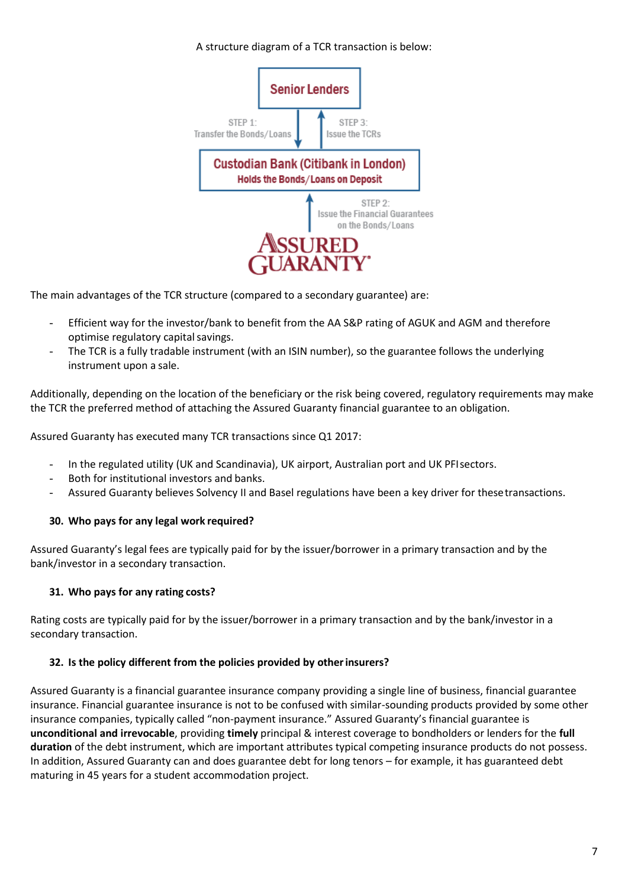A structure diagram of a TCR transaction is below:

Senior Lenders

STEP 1: Transfer the Bonds/Loans

STEP 3: Issue the TCRs

Custodian Bank (Citibank in London)
Holds the Bonds/Loans on Deposit

STEP 2: Issue the Financial Guarantees on the Bonds/Loans

ASSURED GUARANTY

The main advantages of the TCR structure (compared to a secondary guarantee) are:

- Efficient way for the investor/bank to benefit from the AA S&P rating of AGUK and AGM and therefore optimise regulatory capital savings.
- The TCR is a fully tradable instrument (with an ISIN number), so the guarantee follows the underlying instrument upon a sale.

Additionally, depending on the location of the beneficiary or the risk being covered, regulatory requirements may make the TCR the preferred method of attaching the Assured Guaranty financial guarantee to an obligation.

Assured Guaranty has executed many TCR transactions since Q1 2017:

- In the regulated utility (UK and Scandinavia), UK airport, Australian port and UK PFI sectors.
- Both for institutional investors and banks.
- Assured Guaranty believes Solvency II and Basel regulations have been a key driver for these transactions.

### 30. Who pays for any legal work required?

Assured Guaranty's legal fees are typically paid for by the issuer/borrower in a primary transaction and by the bank/investor in a secondary transaction.

### 31. Who pays for any rating costs?

Rating costs are typically paid for by the issuer/borrower in a primary transaction and by the bank/investor in a secondary transaction.

### 32. Is the policy different from the policies provided by other insurers?

Assured Guaranty is a financial guarantee insurance company providing a single line of business, financial guarantee insurance. Financial guarantee insurance is not to be confused with similar-sounding products provided by some other insurance companies, typically called "non-payment insurance." Assured Guaranty's financial guarantee is **unconditional and irrevocable**, providing **timely** principal & interest coverage to bondholders or lenders for the **full duration** of the debt instrument, which are important attributes typical competing insurance products do not possess. In addition, Assured Guaranty can and does guarantee debt for long tenors – for example, it has guaranteed debt maturing in 45 years for a student accommodation project.